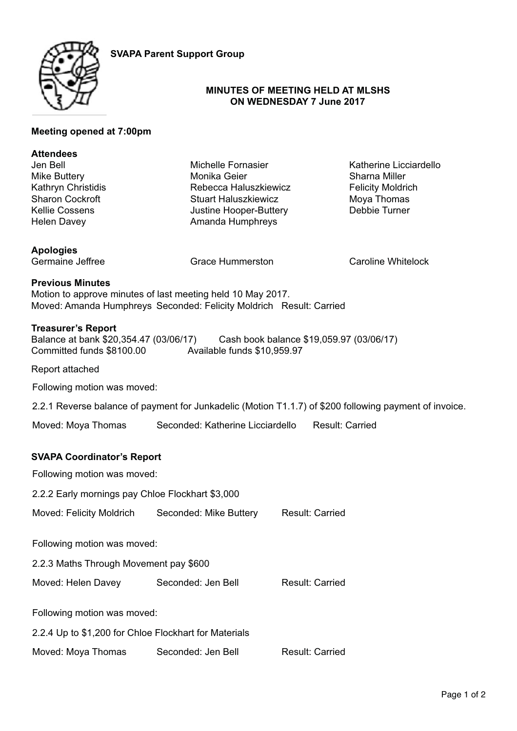**SVAPA Parent Support Group**

**MINUTES OF MEETING HELD AT MLSHS**
**ON WEDNESDAY 7 June 2017**

**Meeting opened at 7:00pm**

**Attendees**

Jen Bell
Mike Buttery
Kathryn Christidis
Sharon Cockroft
Kellie Cossens
Helen Davey
Michelle Fornasier
Monika Geier
Rebecca Haluszkiewicz
Stuart Haluszkiewicz
Justine Hooper-Buttery
Amanda Humphreys
Katherine Licciardello
Sharna Miller
Felicity Moldrich
Moya Thomas
Debbie Turner

**Apologies**

Germaine Jeffree
Grace Hummerston
Caroline Whitelock

**Previous Minutes**

Motion to approve minutes of last meeting held 10 May 2017.
Moved: Amanda Humphreys Seconded: Felicity Moldrich Result: Carried

**Treasurer's Report**

Balance at bank $20,354.47 (03/06/17) Cash book balance $19,059.97 (03/06/17)
Committed funds $8100.00 Available funds $10,959.97

Report attached

Following motion was moved:

2.2.1 Reverse balance of payment for Junkadelic (Motion T1.1.7) of $200 following payment of invoice.

Moved: Moya Thomas Seconded: Katherine Licciardello Result: Carried

**SVAPA Coordinator's Report**

Following motion was moved:

2.2.2 Early mornings pay Chloe Flockhart $3,000

Moved: Felicity Moldrich Seconded: Mike Buttery Result: Carried

Following motion was moved:

2.2.3 Maths Through Movement pay $600

Moved: Helen Davey Seconded: Jen Bell Result: Carried

Following motion was moved:

2.2.4 Up to $1,200 for Chloe Flockhart for Materials

Moved: Moya Thomas Seconded: Jen Bell Result: Carried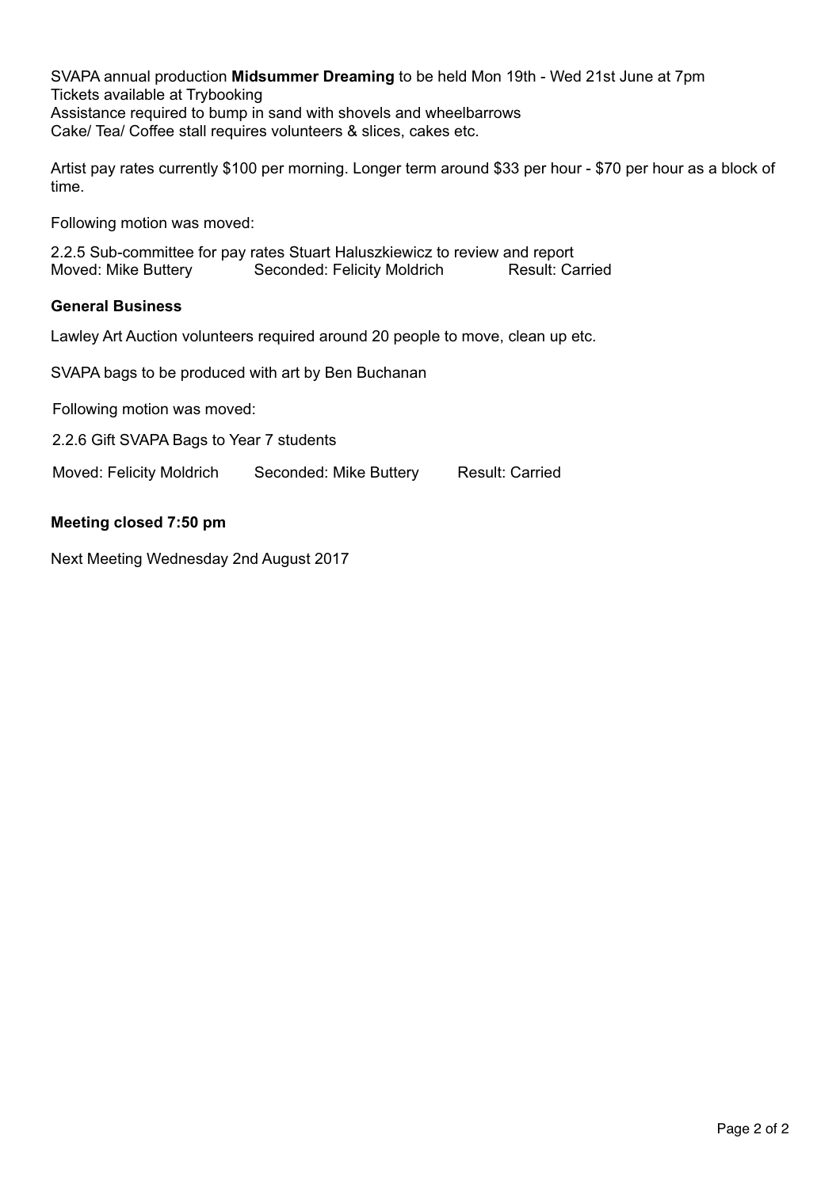SVAPA annual production **Midsummer Dreaming** to be held Mon 19th - Wed 21st June at 7pm
Tickets available at Trybooking
Assistance required to bump in sand with shovels and wheelbarrows
Cake/ Tea/ Coffee stall requires volunteers & slices, cakes etc.

Artist pay rates currently $100 per morning. Longer term around $33 per hour - $70 per hour as a block of time.

Following motion was moved:

2.2.5 Sub-committee for pay rates Stuart Haluszkiewicz to review and report
Moved: Mike Buttery Seconded: Felicity Moldrich Result: Carried

**General Business**

Lawley Art Auction volunteers required around 20 people to move, clean up etc.

SVAPA bags to be produced with art by Ben Buchanan

Following motion was moved:

2.2.6 Gift SVAPA Bags to Year 7 students

Moved: Felicity Moldrich Seconded: Mike Buttery Result: Carried

**Meeting closed 7:50 pm**

Next Meeting Wednesday 2nd August 2017